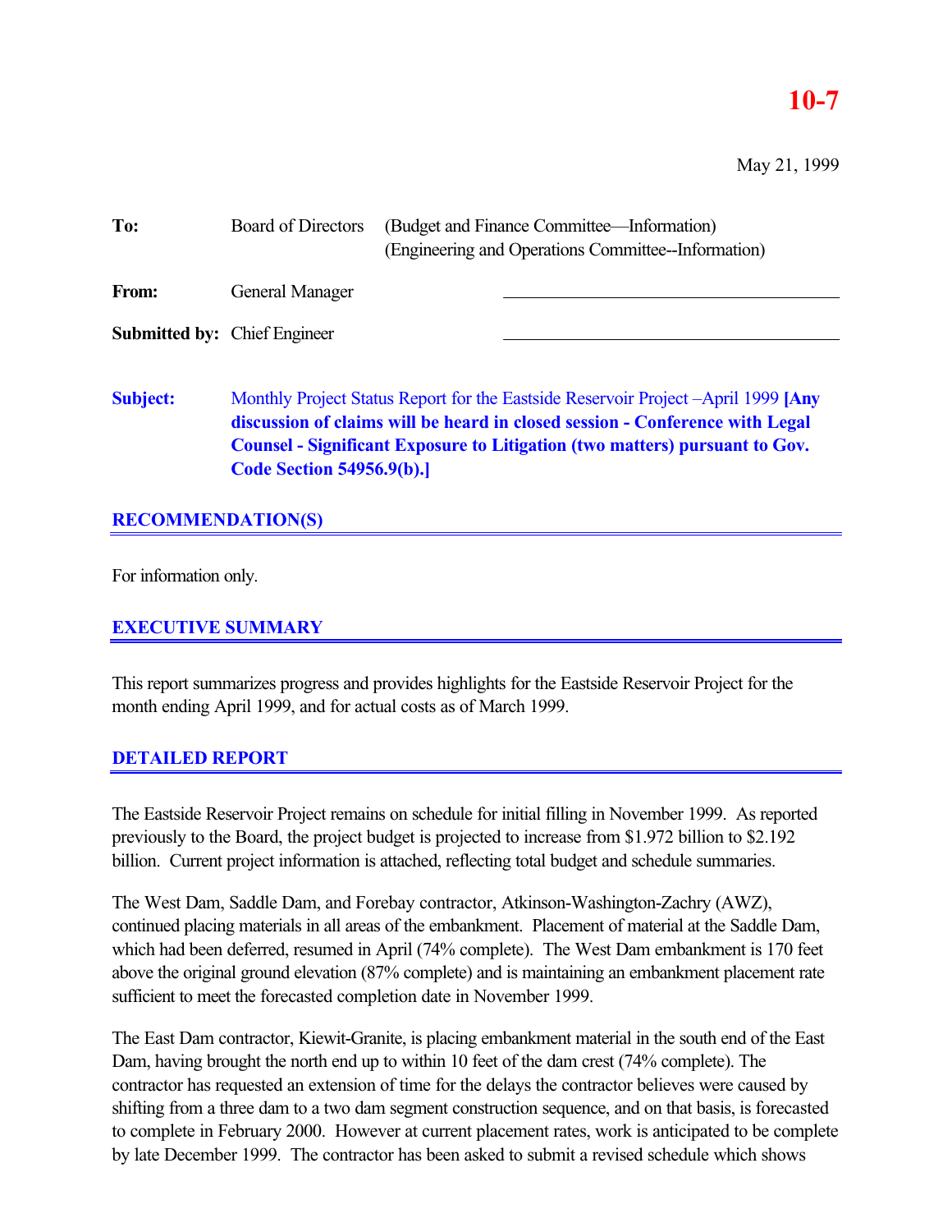**10-7**

May 21, 1999

| | | |
|---|---|---|
| **To:** | Board of Directors | (Budget and Finance Committee—Information)<br>(Engineering and Operations Committee--Information) |
| **From:** | General Manager | |
| **Submitted by:** | Chief Engineer | |

**Subject:** Monthly Project Status Report for the Eastside Reservoir Project –April 1999 **[Any discussion of claims will be heard in closed session - Conference with Legal Counsel - Significant Exposure to Litigation (two matters) pursuant to Gov. Code Section 54956.9(b).]**

## RECOMMENDATION(S)

For information only.

## EXECUTIVE SUMMARY

This report summarizes progress and provides highlights for the Eastside Reservoir Project for the month ending April 1999, and for actual costs as of March 1999.

## DETAILED REPORT

The Eastside Reservoir Project remains on schedule for initial filling in November 1999. As reported previously to the Board, the project budget is projected to increase from $1.972 billion to $2.192 billion. Current project information is attached, reflecting total budget and schedule summaries.

The West Dam, Saddle Dam, and Forebay contractor, Atkinson-Washington-Zachry (AWZ), continued placing materials in all areas of the embankment. Placement of material at the Saddle Dam, which had been deferred, resumed in April (74% complete). The West Dam embankment is 170 feet above the original ground elevation (87% complete) and is maintaining an embankment placement rate sufficient to meet the forecasted completion date in November 1999.

The East Dam contractor, Kiewit-Granite, is placing embankment material in the south end of the East Dam, having brought the north end up to within 10 feet of the dam crest (74% complete). The contractor has requested an extension of time for the delays the contractor believes were caused by shifting from a three dam to a two dam segment construction sequence, and on that basis, is forecasted to complete in February 2000. However at current placement rates, work is anticipated to be complete by late December 1999. The contractor has been asked to submit a revised schedule which shows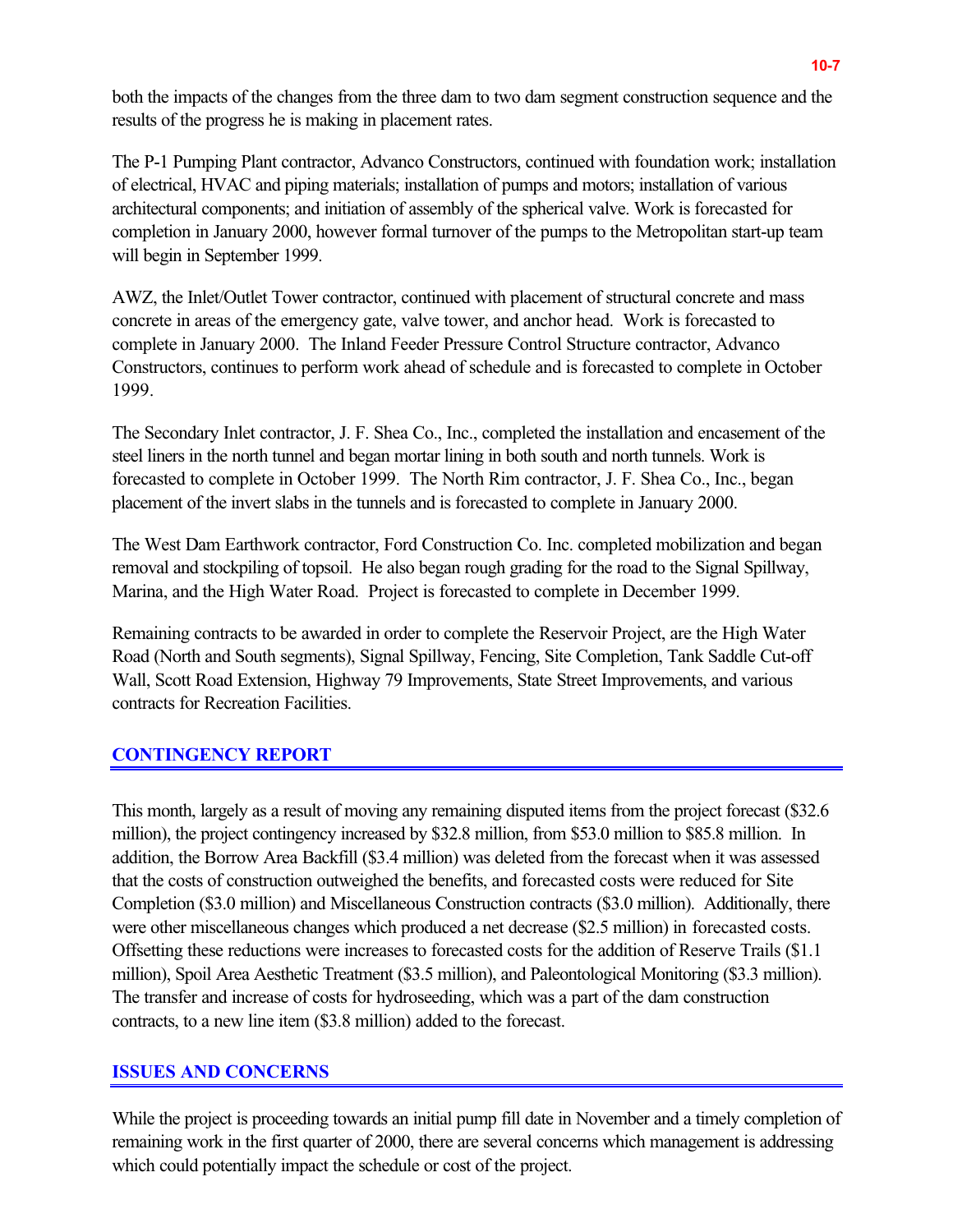both the impacts of the changes from the three dam to two dam segment construction sequence and the results of the progress he is making in placement rates.

The P-1 Pumping Plant contractor, Advanco Constructors, continued with foundation work; installation of electrical, HVAC and piping materials; installation of pumps and motors; installation of various architectural components; and initiation of assembly of the spherical valve. Work is forecasted for completion in January 2000, however formal turnover of the pumps to the Metropolitan start-up team will begin in September 1999.

AWZ, the Inlet/Outlet Tower contractor, continued with placement of structural concrete and mass concrete in areas of the emergency gate, valve tower, and anchor head. Work is forecasted to complete in January 2000. The Inland Feeder Pressure Control Structure contractor, Advanco Constructors, continues to perform work ahead of schedule and is forecasted to complete in October 1999.

The Secondary Inlet contractor, J. F. Shea Co., Inc., completed the installation and encasement of the steel liners in the north tunnel and began mortar lining in both south and north tunnels. Work is forecasted to complete in October 1999. The North Rim contractor, J. F. Shea Co., Inc., began placement of the invert slabs in the tunnels and is forecasted to complete in January 2000.

The West Dam Earthwork contractor, Ford Construction Co. Inc. completed mobilization and began removal and stockpiling of topsoil. He also began rough grading for the road to the Signal Spillway, Marina, and the High Water Road. Project is forecasted to complete in December 1999.

Remaining contracts to be awarded in order to complete the Reservoir Project, are the High Water Road (North and South segments), Signal Spillway, Fencing, Site Completion, Tank Saddle Cut-off Wall, Scott Road Extension, Highway 79 Improvements, State Street Improvements, and various contracts for Recreation Facilities.

## CONTINGENCY REPORT

This month, largely as a result of moving any remaining disputed items from the project forecast ($32.6 million), the project contingency increased by $32.8 million, from $53.0 million to $85.8 million. In addition, the Borrow Area Backfill ($3.4 million) was deleted from the forecast when it was assessed that the costs of construction outweighed the benefits, and forecasted costs were reduced for Site Completion ($3.0 million) and Miscellaneous Construction contracts ($3.0 million). Additionally, there were other miscellaneous changes which produced a net decrease ($2.5 million) in forecasted costs. Offsetting these reductions were increases to forecasted costs for the addition of Reserve Trails ($1.1 million), Spoil Area Aesthetic Treatment ($3.5 million), and Paleontological Monitoring ($3.3 million). The transfer and increase of costs for hydroseeding, which was a part of the dam construction contracts, to a new line item ($3.8 million) added to the forecast.

## ISSUES AND CONCERNS

While the project is proceeding towards an initial pump fill date in November and a timely completion of remaining work in the first quarter of 2000, there are several concerns which management is addressing which could potentially impact the schedule or cost of the project.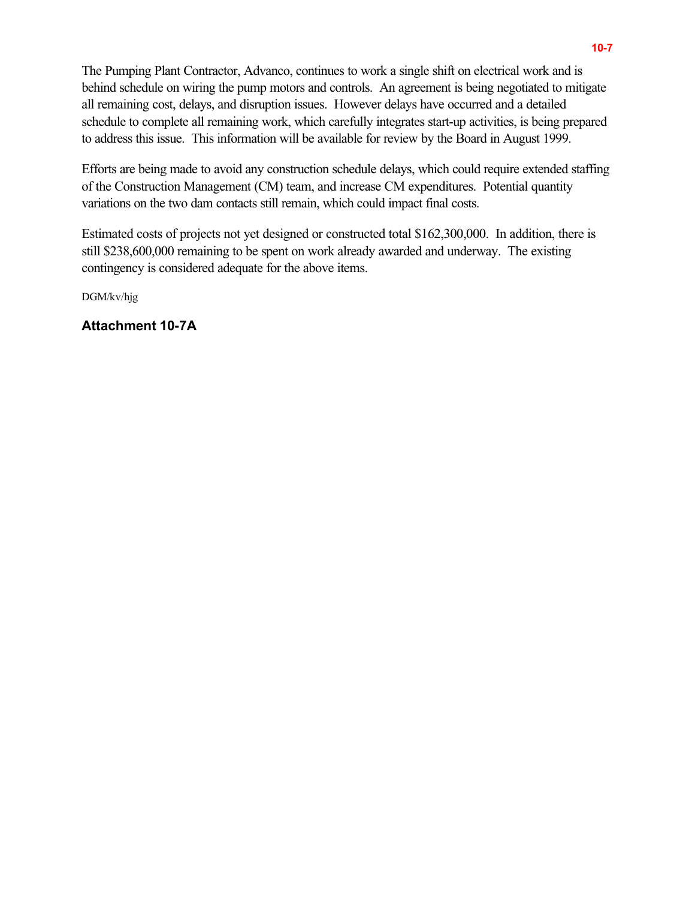The Pumping Plant Contractor, Advanco, continues to work a single shift on electrical work and is behind schedule on wiring the pump motors and controls. An agreement is being negotiated to mitigate all remaining cost, delays, and disruption issues. However delays have occurred and a detailed schedule to complete all remaining work, which carefully integrates start-up activities, is being prepared to address this issue. This information will be available for review by the Board in August 1999.

Efforts are being made to avoid any construction schedule delays, which could require extended staffing of the Construction Management (CM) team, and increase CM expenditures. Potential quantity variations on the two dam contacts still remain, which could impact final costs.

Estimated costs of projects not yet designed or constructed total $162,300,000. In addition, there is still $238,600,000 remaining to be spent on work already awarded and underway. The existing contingency is considered adequate for the above items.

DGM/kv/hjg

**Attachment 10-7A**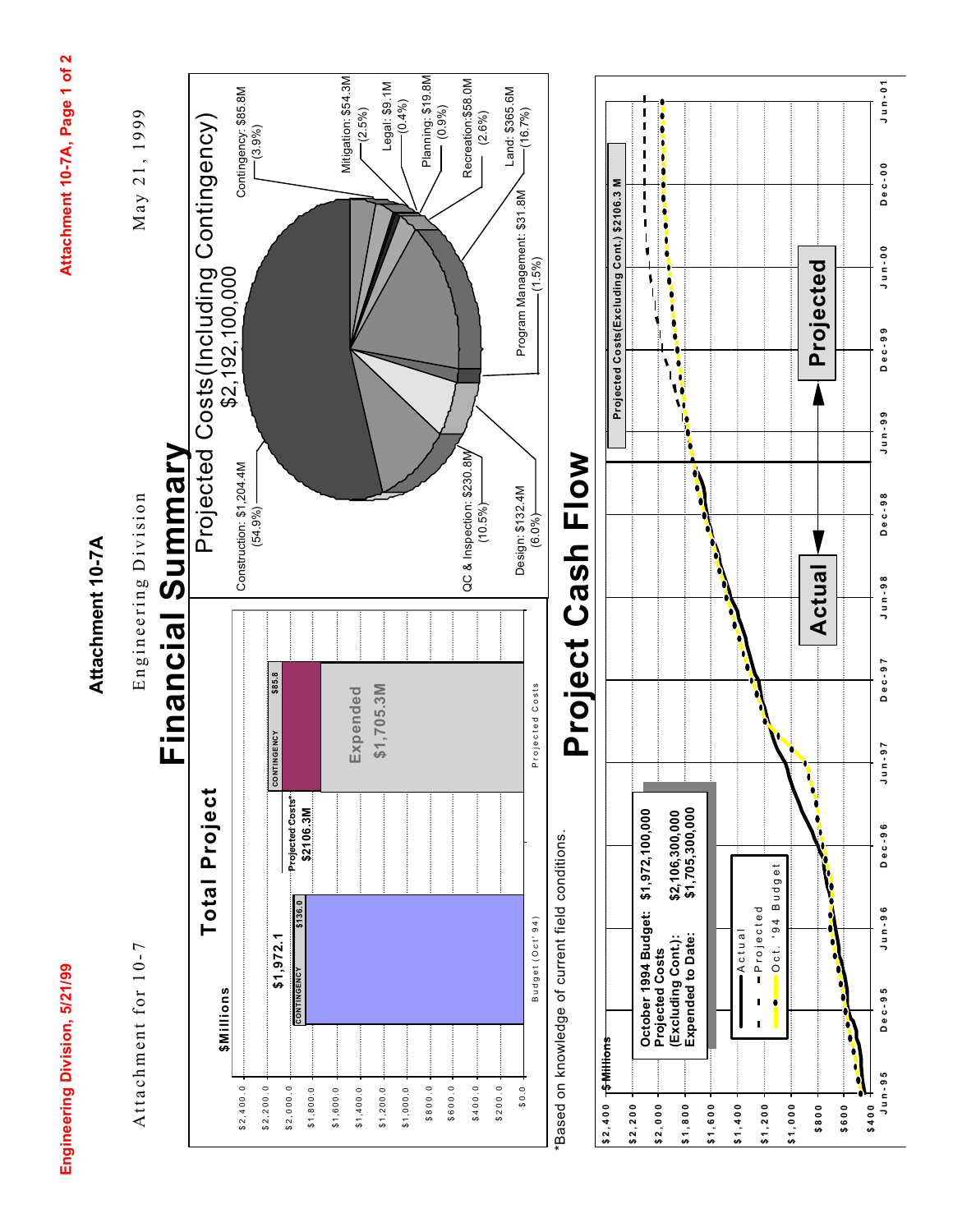# Attachment 10-7A

Attachment for 10-7 — Engineering Division — May 21, 1999

## Financial Summary

### Total Project

$Millions

| | Budget (Oct '94) | Projected Costs |
|---|---|---|
| Total | $1,972.1 | Projected Costs* $2106.3M |
| Contingency | $136.0 | $85.8 |
| Expended | | $1,705.3M |

*Based on knowledge of current field conditions.

### Projected Costs (Including Contingency) $2,192,100,000

- Construction: $1,204.4M (54.9%)
- QC & Inspection: $230.8M (10.5%)
- Design: $132.4M (6.0%)
- Program Management: $31.8M (1.5%)
- Land: $365.6M (16.7%)
- Recreation: $58.0M (2.6%)
- Planning: $19.8M (0.9%)
- Legal: $9.1M (0.4%)
- Mitigation: $54.3M (2.5%)
- Contingency: $85.8M (3.9%)

## Project Cash Flow

| | |
|---|---|
| October 1994 Budget: | $1,972,100,000 |
| Projected Costs (Excluding Cont.): | $2,106,300,000 |
| Expended to Date: | $1,705,300,000 |

Legend: Actual; Projected; Oct. '94 Budget

Projected Costs (Excluding Cont.) $2106.3 M

Actual ← → Projected

$Millions: $400 – $2,400; Jun-95 to Jun-01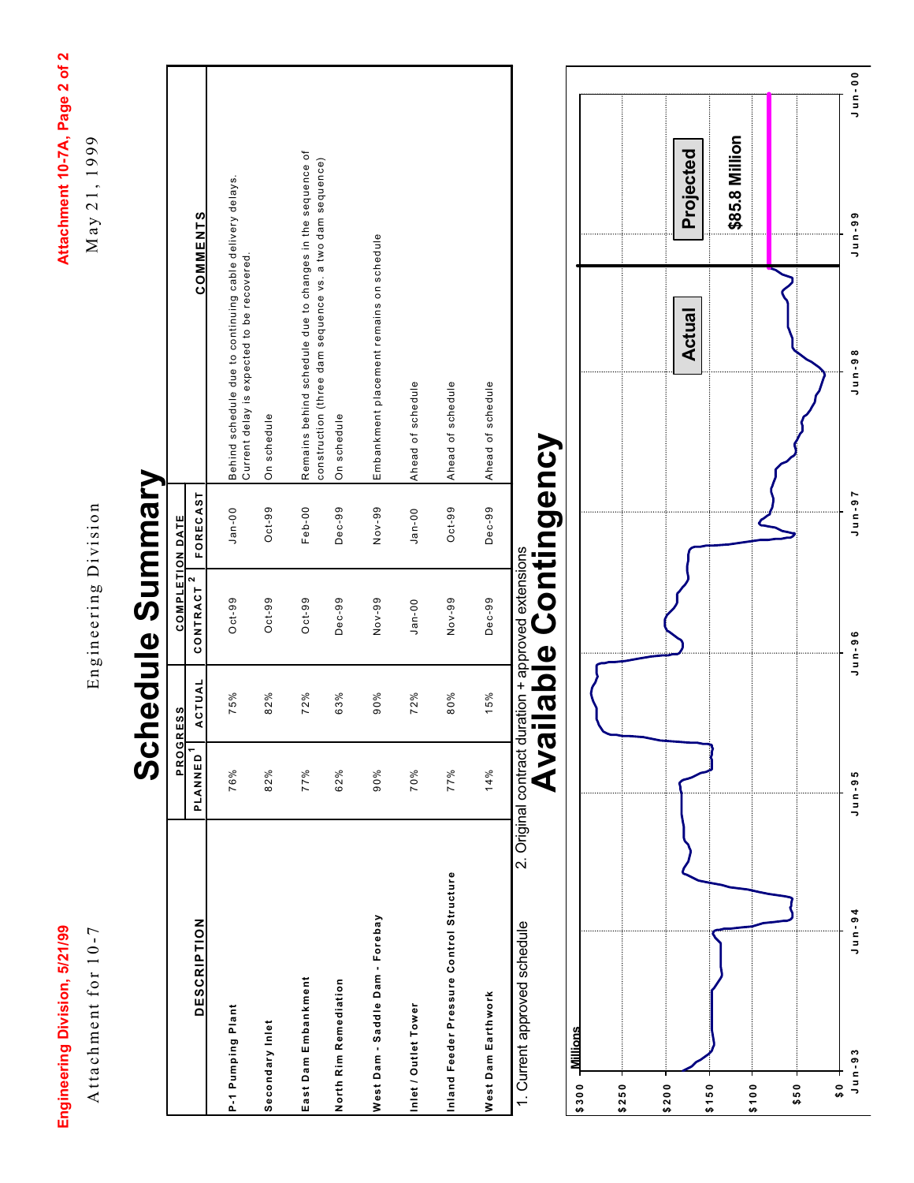Attachment for 10-7

Engineering Division

May 21, 1999

# Schedule Summary

| DESCRIPTION | PROGRESS | | COMPLETION DATE | | COMMENTS |
|---|---|---|---|---|---|
| | PLANNED [1] | ACTUAL | CONTRACT [2] | FORECAST | |
| P-1 Pumping Plant | 76% | 75% | Oct-99 | Jan-00 | Behind schedule due to continuing cable delivery delays. Current delay is expected to be recovered. |
| Secondary Inlet | 82% | 82% | Oct-99 | Oct-99 | On schedule |
| East Dam Embankment | 77% | 72% | Oct-99 | Feb-00 | Remains behind schedule due to changes in the sequence of construction (three dam sequence vs. a two dam sequence) |
| North Rim Remediation | 62% | 63% | Dec-99 | Dec-99 | On schedule |
| West Dam - Saddle Dam - Forebay | 90% | 90% | Nov-99 | Nov-99 | Embankment placement remains on schedule |
| Inlet / Outlet Tower | 70% | 72% | Jan-00 | Jan-00 | Ahead of schedule |
| Inland Feeder Pressure Control Structure | 77% | 80% | Nov-99 | Oct-99 | Ahead of schedule |
| West Dam Earthwork | 14% | 15% | Dec-99 | Dec-99 | Ahead of schedule |

1. Current approved schedule
2. Original contract duration + approved extensions

# Available Contingency

Millions

$300
$250
$200
$150
$100
$50
$0

Jun-93
Jun-94
Jun-95
Jun-96
Jun-97
Jun-98
Jun-99
Jun-00

Actual

Projected

$85.8 Million